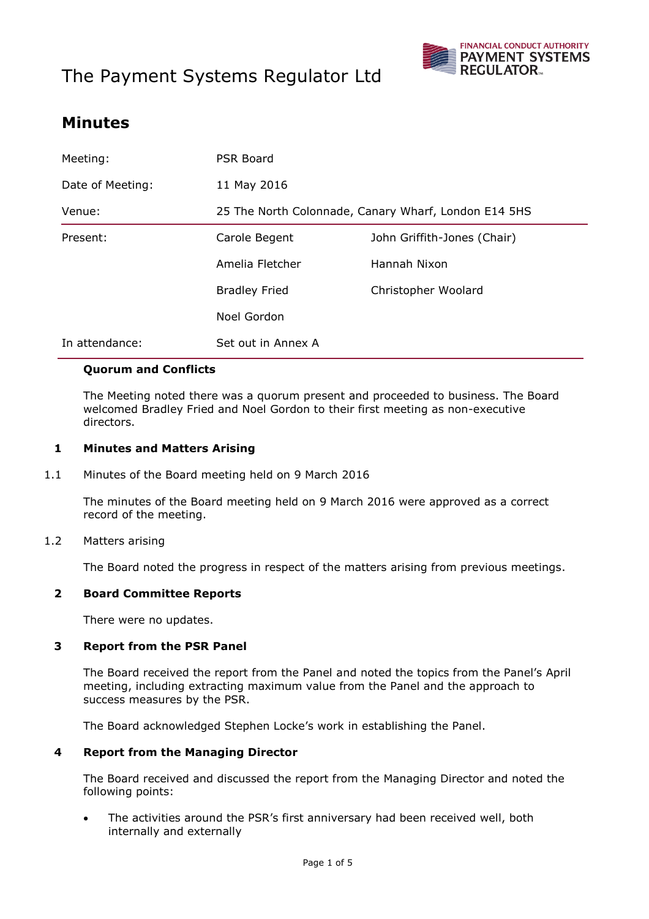# The Payment Systems Regulator Ltd

## Minutes

| | | |
|---|---|---|
| Meeting: | PSR Board | |
| Date of Meeting: | 11 May 2016 | |
| Venue: | 25 The North Colonnade, Canary Wharf, London E14 5HS | |
| Present: | Carole Begent | John Griffith-Jones (Chair) |
| | Amelia Fletcher | Hannah Nixon |
| | Bradley Fried | Christopher Woolard |
| | Noel Gordon | |
| In attendance: | Set out in Annex A | |

**Quorum and Conflicts**

The Meeting noted there was a quorum present and proceeded to business. The Board welcomed Bradley Fried and Noel Gordon to their first meeting as non-executive directors.

**1 Minutes and Matters Arising**

1.1 Minutes of the Board meeting held on 9 March 2016

The minutes of the Board meeting held on 9 March 2016 were approved as a correct record of the meeting.

1.2 Matters arising

The Board noted the progress in respect of the matters arising from previous meetings.

**2 Board Committee Reports**

There were no updates.

**3 Report from the PSR Panel**

The Board received the report from the Panel and noted the topics from the Panel's April meeting, including extracting maximum value from the Panel and the approach to success measures by the PSR.

The Board acknowledged Stephen Locke's work in establishing the Panel.

**4 Report from the Managing Director**

The Board received and discussed the report from the Managing Director and noted the following points:

- The activities around the PSR's first anniversary had been received well, both internally and externally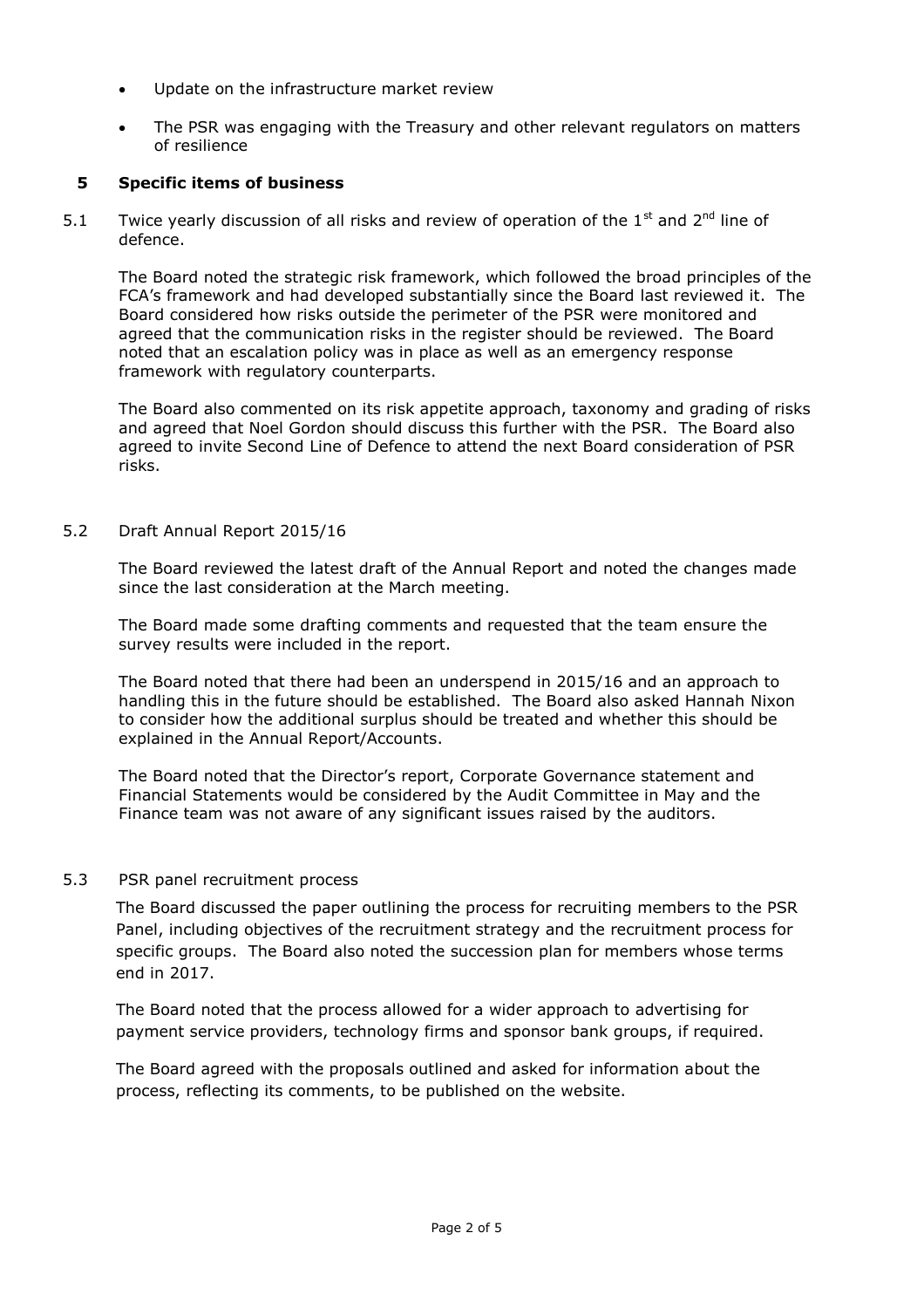- Update on the infrastructure market review
- The PSR was engaging with the Treasury and other relevant regulators on matters of resilience

## 5 Specific items of business

5.1 Twice yearly discussion of all risks and review of operation of the 1st and 2nd line of defence.

The Board noted the strategic risk framework, which followed the broad principles of the FCA's framework and had developed substantially since the Board last reviewed it. The Board considered how risks outside the perimeter of the PSR were monitored and agreed that the communication risks in the register should be reviewed. The Board noted that an escalation policy was in place as well as an emergency response framework with regulatory counterparts.

The Board also commented on its risk appetite approach, taxonomy and grading of risks and agreed that Noel Gordon should discuss this further with the PSR. The Board also agreed to invite Second Line of Defence to attend the next Board consideration of PSR risks.

5.2 Draft Annual Report 2015/16

The Board reviewed the latest draft of the Annual Report and noted the changes made since the last consideration at the March meeting.

The Board made some drafting comments and requested that the team ensure the survey results were included in the report.

The Board noted that there had been an underspend in 2015/16 and an approach to handling this in the future should be established. The Board also asked Hannah Nixon to consider how the additional surplus should be treated and whether this should be explained in the Annual Report/Accounts.

The Board noted that the Director's report, Corporate Governance statement and Financial Statements would be considered by the Audit Committee in May and the Finance team was not aware of any significant issues raised by the auditors.

5.3 PSR panel recruitment process

The Board discussed the paper outlining the process for recruiting members to the PSR Panel, including objectives of the recruitment strategy and the recruitment process for specific groups. The Board also noted the succession plan for members whose terms end in 2017.

The Board noted that the process allowed for a wider approach to advertising for payment service providers, technology firms and sponsor bank groups, if required.

The Board agreed with the proposals outlined and asked for information about the process, reflecting its comments, to be published on the website.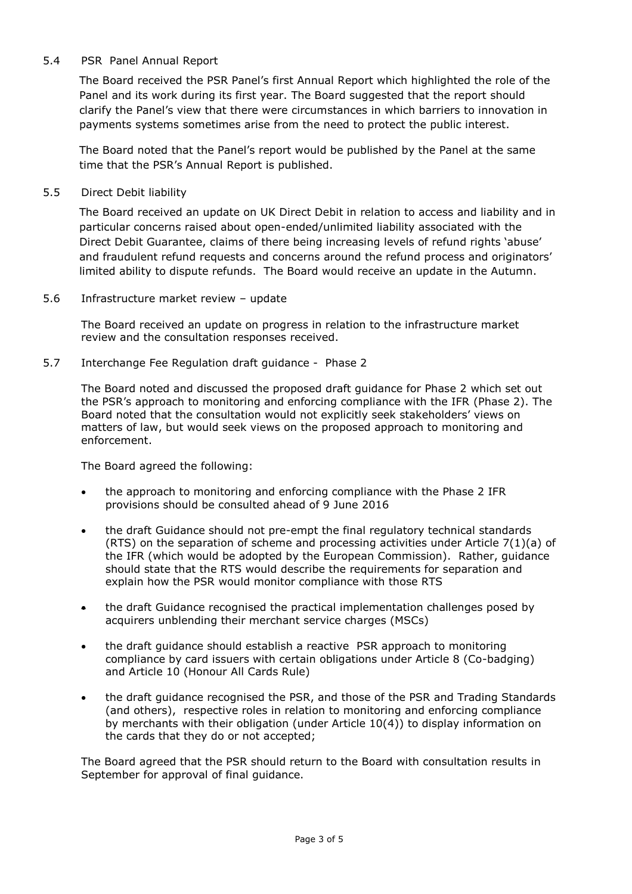## 5.4 PSR Panel Annual Report

The Board received the PSR Panel's first Annual Report which highlighted the role of the Panel and its work during its first year. The Board suggested that the report should clarify the Panel's view that there were circumstances in which barriers to innovation in payments systems sometimes arise from the need to protect the public interest.

The Board noted that the Panel's report would be published by the Panel at the same time that the PSR's Annual Report is published.

## 5.5 Direct Debit liability

The Board received an update on UK Direct Debit in relation to access and liability and in particular concerns raised about open-ended/unlimited liability associated with the Direct Debit Guarantee, claims of there being increasing levels of refund rights 'abuse' and fraudulent refund requests and concerns around the refund process and originators' limited ability to dispute refunds. The Board would receive an update in the Autumn.

## 5.6 Infrastructure market review – update

The Board received an update on progress in relation to the infrastructure market review and the consultation responses received.

## 5.7 Interchange Fee Regulation draft guidance - Phase 2

The Board noted and discussed the proposed draft guidance for Phase 2 which set out the PSR's approach to monitoring and enforcing compliance with the IFR (Phase 2). The Board noted that the consultation would not explicitly seek stakeholders' views on matters of law, but would seek views on the proposed approach to monitoring and enforcement.

The Board agreed the following:

- the approach to monitoring and enforcing compliance with the Phase 2 IFR provisions should be consulted ahead of 9 June 2016
- the draft Guidance should not pre-empt the final regulatory technical standards (RTS) on the separation of scheme and processing activities under Article 7(1)(a) of the IFR (which would be adopted by the European Commission). Rather, guidance should state that the RTS would describe the requirements for separation and explain how the PSR would monitor compliance with those RTS
- the draft Guidance recognised the practical implementation challenges posed by acquirers unblending their merchant service charges (MSCs)
- the draft guidance should establish a reactive PSR approach to monitoring compliance by card issuers with certain obligations under Article 8 (Co-badging) and Article 10 (Honour All Cards Rule)
- the draft guidance recognised the PSR, and those of the PSR and Trading Standards (and others), respective roles in relation to monitoring and enforcing compliance by merchants with their obligation (under Article 10(4)) to display information on the cards that they do or not accepted;

The Board agreed that the PSR should return to the Board with consultation results in September for approval of final guidance.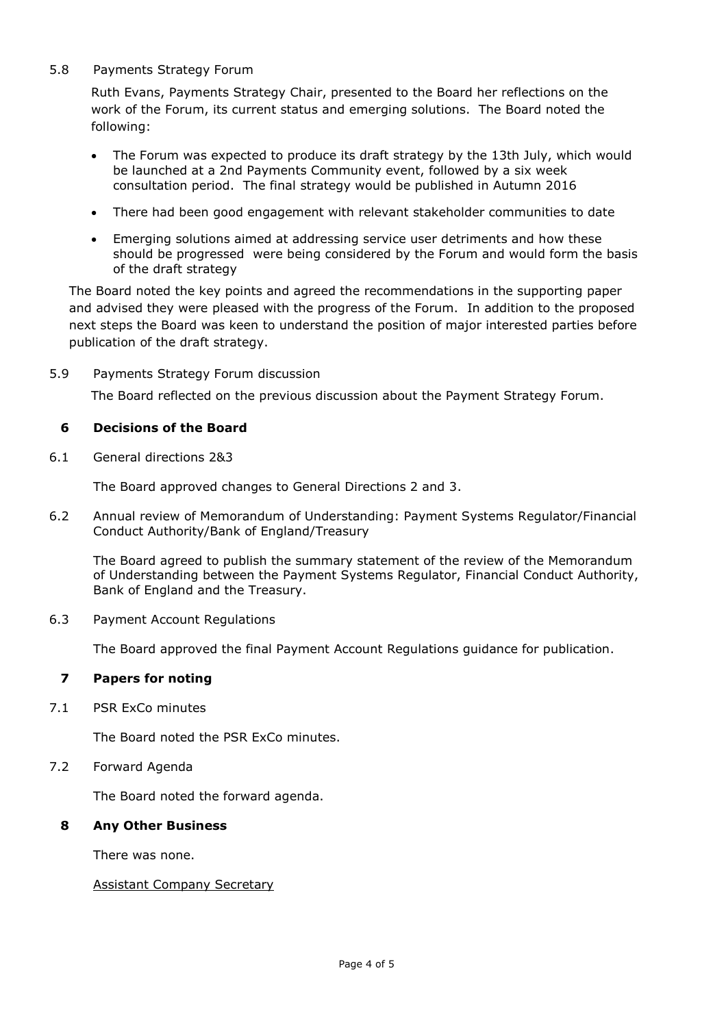5.8 Payments Strategy Forum

Ruth Evans, Payments Strategy Chair, presented to the Board her reflections on the work of the Forum, its current status and emerging solutions. The Board noted the following:

- The Forum was expected to produce its draft strategy by the 13th July, which would be launched at a 2nd Payments Community event, followed by a six week consultation period. The final strategy would be published in Autumn 2016
- There had been good engagement with relevant stakeholder communities to date
- Emerging solutions aimed at addressing service user detriments and how these should be progressed were being considered by the Forum and would form the basis of the draft strategy

The Board noted the key points and agreed the recommendations in the supporting paper and advised they were pleased with the progress of the Forum. In addition to the proposed next steps the Board was keen to understand the position of major interested parties before publication of the draft strategy.

5.9 Payments Strategy Forum discussion

The Board reflected on the previous discussion about the Payment Strategy Forum.

## 6 Decisions of the Board

6.1 General directions 2&3

The Board approved changes to General Directions 2 and 3.

6.2 Annual review of Memorandum of Understanding: Payment Systems Regulator/Financial Conduct Authority/Bank of England/Treasury

The Board agreed to publish the summary statement of the review of the Memorandum of Understanding between the Payment Systems Regulator, Financial Conduct Authority, Bank of England and the Treasury.

6.3 Payment Account Regulations

The Board approved the final Payment Account Regulations guidance for publication.

## 7 Papers for noting

7.1 PSR ExCo minutes

The Board noted the PSR ExCo minutes.

7.2 Forward Agenda

The Board noted the forward agenda.

## 8 Any Other Business

There was none.

Assistant Company Secretary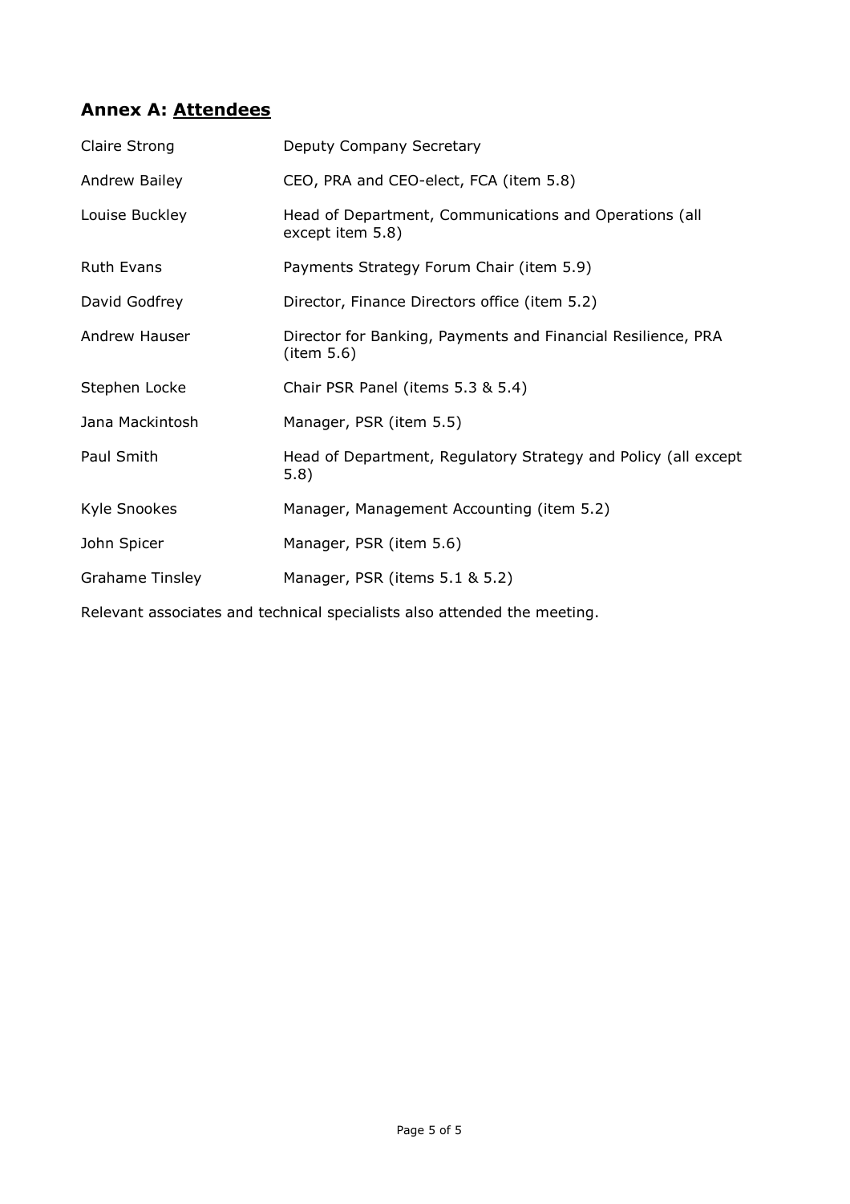## Annex A: Attendees

| | |
|---|---|
| Claire Strong | Deputy Company Secretary |
| Andrew Bailey | CEO, PRA and CEO-elect, FCA (item 5.8) |
| Louise Buckley | Head of Department, Communications and Operations (all except item 5.8) |
| Ruth Evans | Payments Strategy Forum Chair (item 5.9) |
| David Godfrey | Director, Finance Directors office (item 5.2) |
| Andrew Hauser | Director for Banking, Payments and Financial Resilience, PRA (item 5.6) |
| Stephen Locke | Chair PSR Panel (items 5.3 & 5.4) |
| Jana Mackintosh | Manager, PSR (item 5.5) |
| Paul Smith | Head of Department, Regulatory Strategy and Policy (all except 5.8) |
| Kyle Snookes | Manager, Management Accounting (item 5.2) |
| John Spicer | Manager, PSR (item 5.6) |
| Grahame Tinsley | Manager, PSR (items 5.1 & 5.2) |

Relevant associates and technical specialists also attended the meeting.